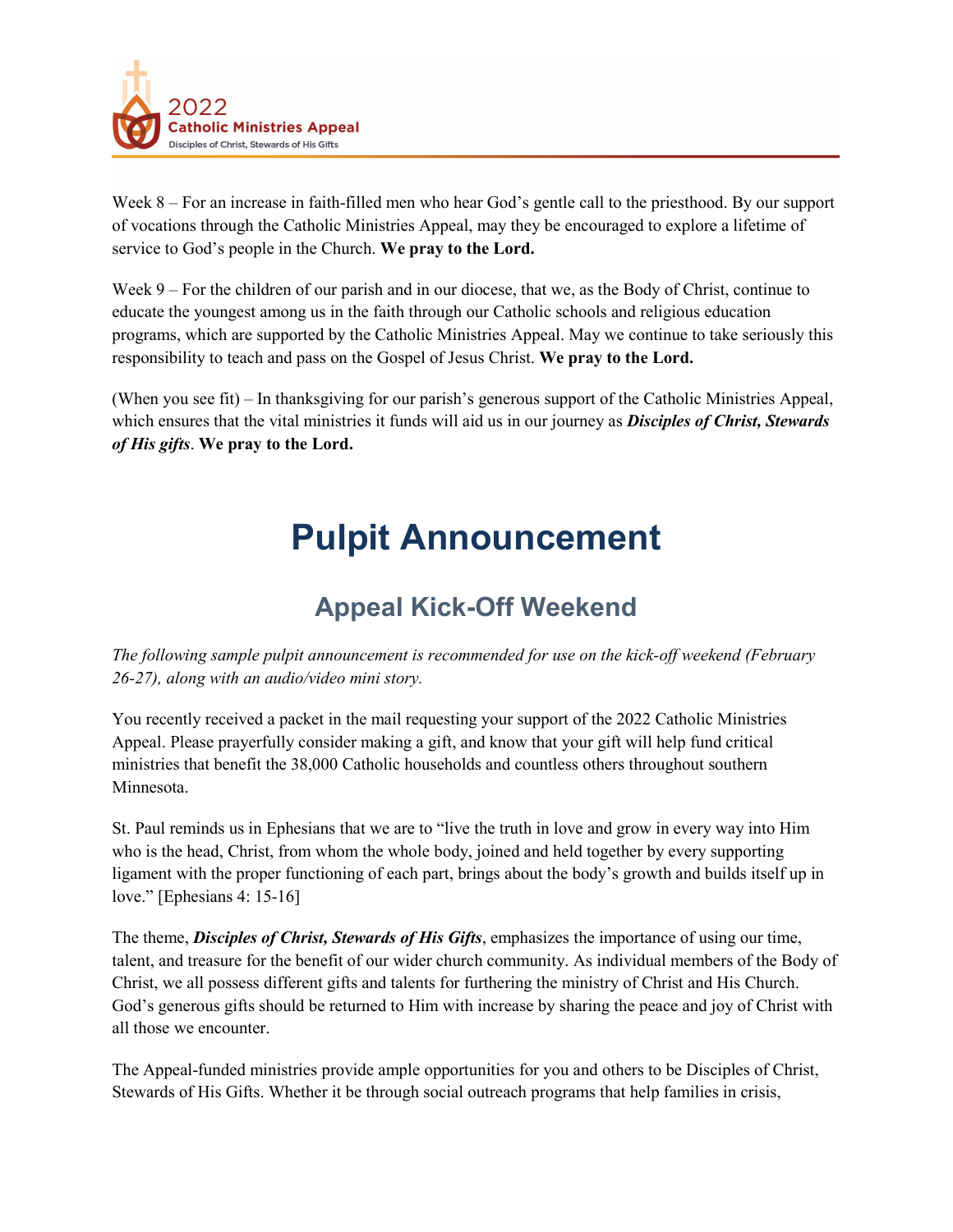Week 8 – For an increase in faith-filled men who hear God's gentle call to the priesthood. By our support of vocations through the Catholic Ministries Appeal, may they be encouraged to explore a lifetime of service to God's people in the Church. **We pray to the Lord.**

Week 9 – For the children of our parish and in our diocese, that we, as the Body of Christ, continue to educate the youngest among us in the faith through our Catholic schools and religious education programs, which are supported by the Catholic Ministries Appeal. May we continue to take seriously this responsibility to teach and pass on the Gospel of Jesus Christ. **We pray to the Lord.**

(When you see fit) – In thanksgiving for our parish's generous support of the Catholic Ministries Appeal, which ensures that the vital ministries it funds will aid us in our journey as ***Disciples of Christ, Stewards of His gifts***. **We pray to the Lord.**

# Pulpit Announcement

## Appeal Kick-Off Weekend

*The following sample pulpit announcement is recommended for use on the kick-off weekend (February 26-27), along with an audio/video mini story.*

You recently received a packet in the mail requesting your support of the 2022 Catholic Ministries Appeal. Please prayerfully consider making a gift, and know that your gift will help fund critical ministries that benefit the 38,000 Catholic households and countless others throughout southern Minnesota.

St. Paul reminds us in Ephesians that we are to "live the truth in love and grow in every way into Him who is the head, Christ, from whom the whole body, joined and held together by every supporting ligament with the proper functioning of each part, brings about the body's growth and builds itself up in love." [Ephesians 4: 15-16]

The theme, ***Disciples of Christ, Stewards of His Gifts***, emphasizes the importance of using our time, talent, and treasure for the benefit of our wider church community. As individual members of the Body of Christ, we all possess different gifts and talents for furthering the ministry of Christ and His Church. God's generous gifts should be returned to Him with increase by sharing the peace and joy of Christ with all those we encounter.

The Appeal-funded ministries provide ample opportunities for you and others to be Disciples of Christ, Stewards of His Gifts. Whether it be through social outreach programs that help families in crisis,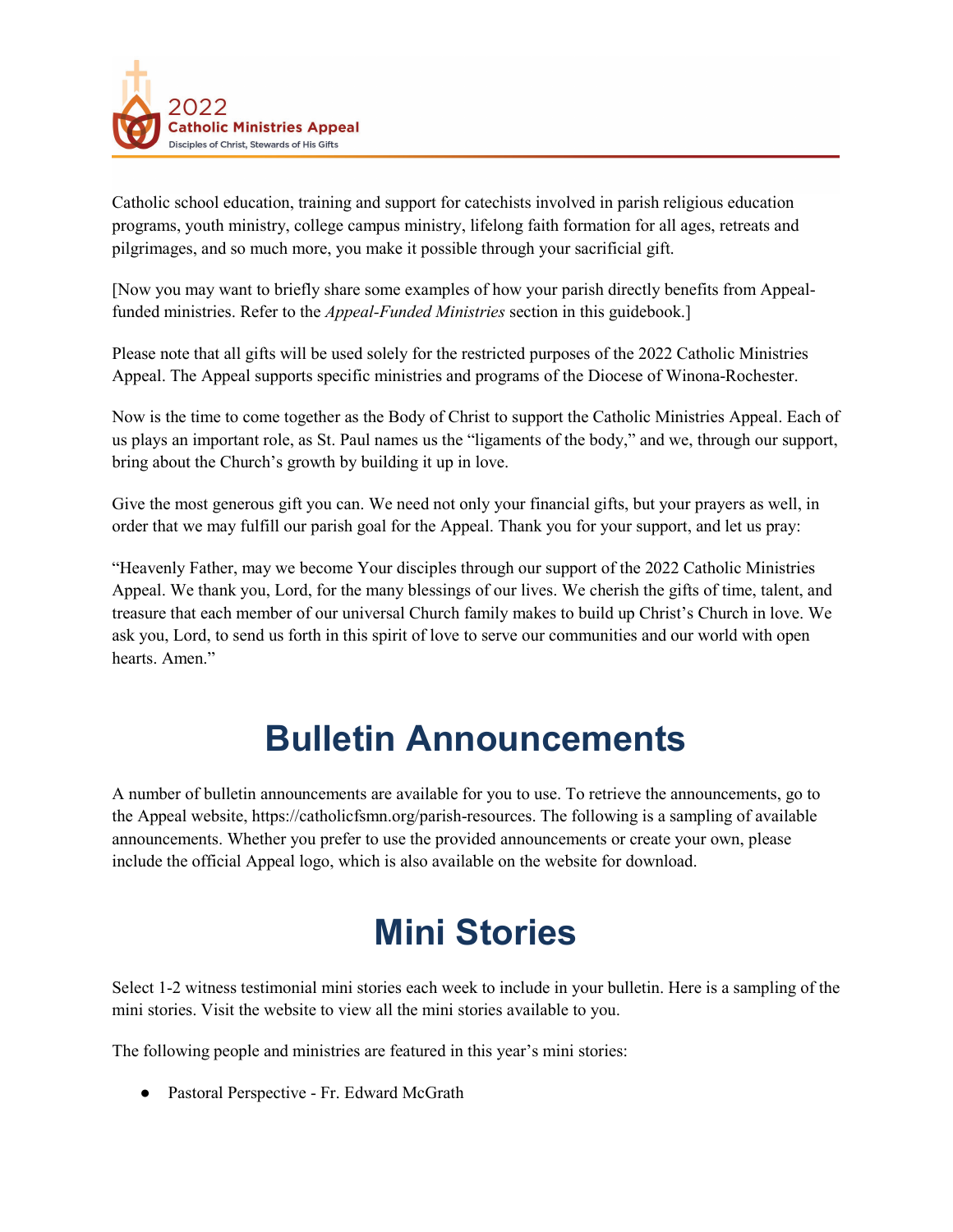Catholic school education, training and support for catechists involved in parish religious education programs, youth ministry, college campus ministry, lifelong faith formation for all ages, retreats and pilgrimages, and so much more, you make it possible through your sacrificial gift.

[Now you may want to briefly share some examples of how your parish directly benefits from Appeal-funded ministries. Refer to the *Appeal-Funded Ministries* section in this guidebook.]

Please note that all gifts will be used solely for the restricted purposes of the 2022 Catholic Ministries Appeal. The Appeal supports specific ministries and programs of the Diocese of Winona-Rochester.

Now is the time to come together as the Body of Christ to support the Catholic Ministries Appeal. Each of us plays an important role, as St. Paul names us the "ligaments of the body," and we, through our support, bring about the Church's growth by building it up in love.

Give the most generous gift you can. We need not only your financial gifts, but your prayers as well, in order that we may fulfill our parish goal for the Appeal. Thank you for your support, and let us pray:

"Heavenly Father, may we become Your disciples through our support of the 2022 Catholic Ministries Appeal. We thank you, Lord, for the many blessings of our lives. We cherish the gifts of time, talent, and treasure that each member of our universal Church family makes to build up Christ's Church in love. We ask you, Lord, to send us forth in this spirit of love to serve our communities and our world with open hearts. Amen."

# Bulletin Announcements

A number of bulletin announcements are available for you to use. To retrieve the announcements, go to the Appeal website, https://catholicfsmn.org/parish-resources. The following is a sampling of available announcements. Whether you prefer to use the provided announcements or create your own, please include the official Appeal logo, which is also available on the website for download.

# Mini Stories

Select 1-2 witness testimonial mini stories each week to include in your bulletin. Here is a sampling of the mini stories. Visit the website to view all the mini stories available to you.

The following people and ministries are featured in this year's mini stories:

- Pastoral Perspective - Fr. Edward McGrath